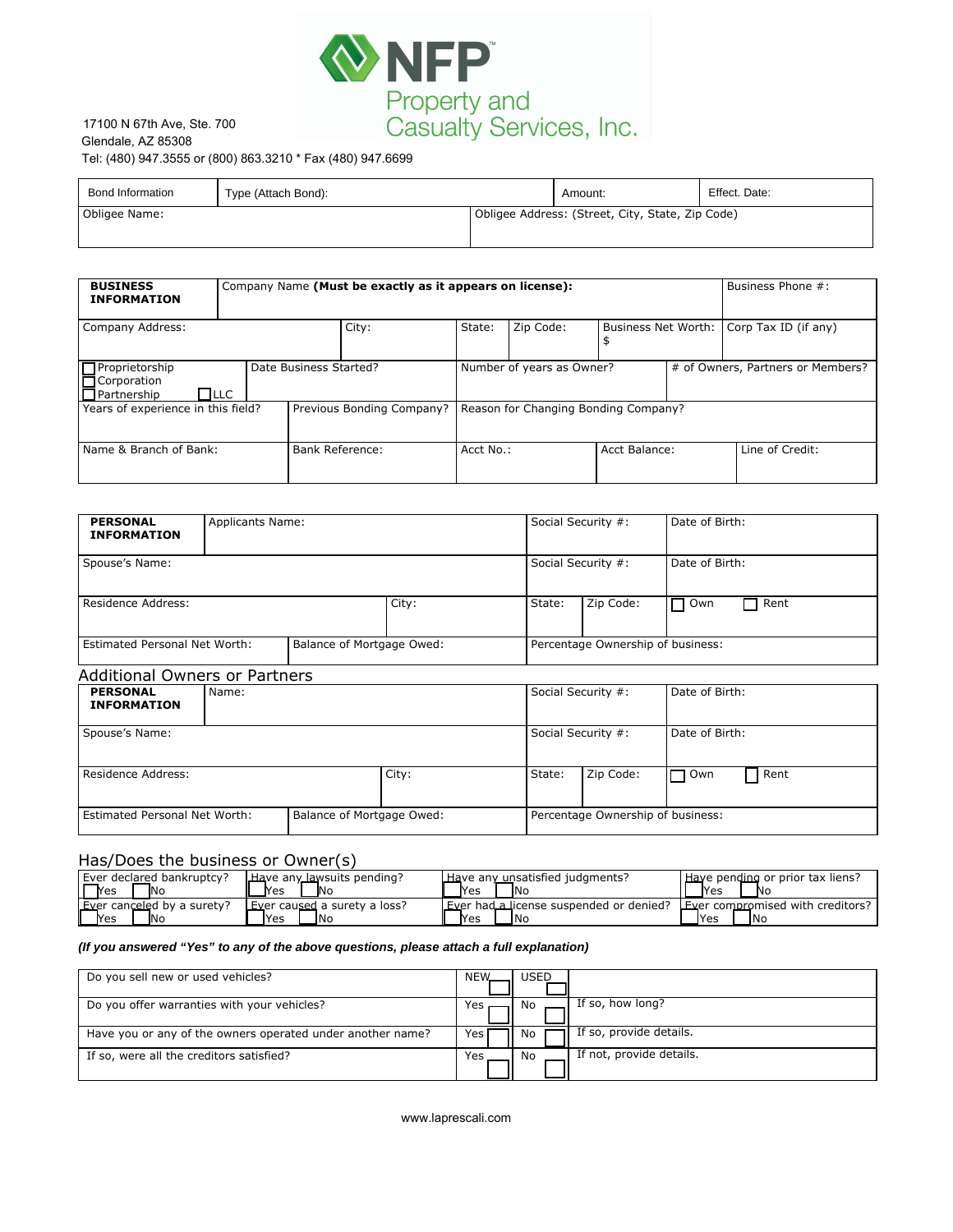# NFP Property and Casualty Services, Inc.

17100 N 67th Ave, Ste. 700
Glendale, AZ 85308
Tel: (480) 947.3555 or (800) 863.3210 * Fax (480) 947.6699

| Bond Information | Type (Attach Bond): | Amount: | Effect. Date: |
|---|---|---|---|
| Obligee Name: | | Obligee Address: (Street, City, State, Zip Code) | |

| **BUSINESS INFORMATION** | Company Name **(Must be exactly as it appears on license):** | | | Business Phone #: |
|---|---|---|---|---|
| Company Address: | City: | State: | Zip Code: | Business Net Worth: $ | Corp Tax ID (if any) |
| ☐ Proprietorship ☐ Corporation ☐ Partnership ☐ LLC | Date Business Started? | Number of years as Owner? | # of Owners, Partners or Members? | |
| Years of experience in this field? | Previous Bonding Company? | Reason for Changing Bonding Company? | | |
| Name & Branch of Bank: | Bank Reference: | Acct No.: | Acct Balance: | Line of Credit: |

| **PERSONAL INFORMATION** | Applicants Name: | | Social Security #: | | Date of Birth: |
|---|---|---|---|---|---|
| Spouse's Name: | | | Social Security #: | | Date of Birth: |
| Residence Address: | | City: | State: | Zip Code: | ☐ Own ☐ Rent |
| Estimated Personal Net Worth: | Balance of Mortgage Owed: | | Percentage Ownership of business: | | |

## Additional Owners or Partners

| **PERSONAL INFORMATION** | Name: | | Social Security #: | | Date of Birth: |
|---|---|---|---|---|---|
| Spouse's Name: | | | Social Security #: | | Date of Birth: |
| Residence Address: | | City: | State: | Zip Code: | ☐ Own ☐ Rent |
| Estimated Personal Net Worth: | Balance of Mortgage Owed: | | Percentage Ownership of business: | | |

## Has/Does the business or Owner(s)

| | | | |
|---|---|---|---|
| Ever declared bankruptcy? ☐ Yes ☐ No | Have any lawsuits pending? ☐ Yes ☐ No | Have any unsatisfied judgments? ☐ Yes ☐ No | Have pending or prior tax liens? ☐ Yes ☐ No |
| Ever canceled by a surety? ☐ Yes ☐ No | Ever caused a surety a loss? ☐ Yes ☐ No | Ever had a license suspended or denied? ☐ Yes ☐ No | Ever compromised with creditors? ☐ Yes ☐ No |

***(If you answered "Yes" to any of the above questions, please attach a full explanation)***

| | | | |
|---|---|---|---|
| Do you sell new or used vehicles? | NEW ☐ | USED ☐ | |
| Do you offer warranties with your vehicles? | Yes ☐ | No ☐ | If so, how long? |
| Have you or any of the owners operated under another name? | Yes ☐ | No ☐ | If so, provide details. |
| If so, were all the creditors satisfied? | Yes ☐ | No ☐ | If not, provide details. |

www.laprescali.com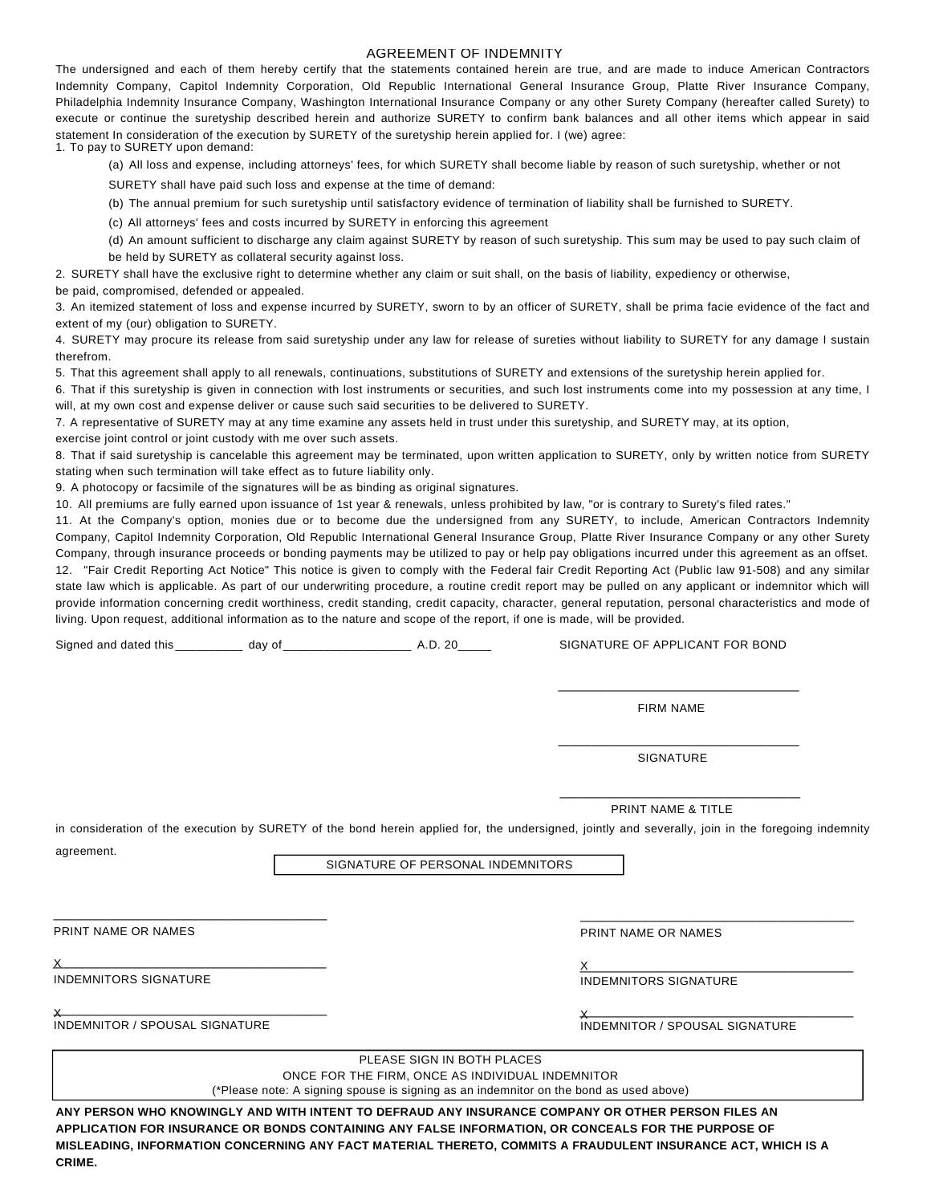# AGREEMENT OF INDEMNITY

The undersigned and each of them hereby certify that the statements contained herein are true, and are made to induce American Contractors Indemnity Company, Capitol Indemnity Corporation, Old Republic International General Insurance Group, Platte River Insurance Company, Philadelphia Indemnity Insurance Company, Washington International Insurance Company or any other Surety Company (hereafter called Surety) to execute or continue the suretyship described herein and authorize SURETY to confirm bank balances and all other items which appear in said statement In consideration of the execution by SURETY of the suretyship herein applied for. I (we) agree:

1. To pay to SURETY upon demand:
   (a) All loss and expense, including attorneys' fees, for which SURETY shall become liable by reason of such suretyship, whether or not SURETY shall have paid such loss and expense at the time of demand:
   (b) The annual premium for such suretyship until satisfactory evidence of termination of liability shall be furnished to SURETY.
   (c) All attorneys' fees and costs incurred by SURETY in enforcing this agreement
   (d) An amount sufficient to discharge any claim against SURETY by reason of such suretyship. This sum may be used to pay such claim of be held by SURETY as collateral security against loss.
2. SURETY shall have the exclusive right to determine whether any claim or suit shall, on the basis of liability, expediency or otherwise, be paid, compromised, defended or appealed.
3. An itemized statement of loss and expense incurred by SURETY, sworn to by an officer of SURETY, shall be prima facie evidence of the fact and extent of my (our) obligation to SURETY.
4. SURETY may procure its release from said suretyship under any law for release of sureties without liability to SURETY for any damage I sustain therefrom.
5. That this agreement shall apply to all renewals, continuations, substitutions of SURETY and extensions of the suretyship herein applied for.
6. That if this suretyship is given in connection with lost instruments or securities, and such lost instruments come into my possession at any time, I will, at my own cost and expense deliver or cause such said securities to be delivered to SURETY.
7. A representative of SURETY may at any time examine any assets held in trust under this suretyship, and SURETY may, at its option, exercise joint control or joint custody with me over such assets.
8. That if said suretyship is cancelable this agreement may be terminated, upon written application to SURETY, only by written notice from SURETY stating when such termination will take effect as to future liability only.
9. A photocopy or facsimile of the signatures will be as binding as original signatures.
10. All premiums are fully earned upon issuance of 1st year & renewals, unless prohibited by law, "or is contrary to Surety's filed rates."
11. At the Company's option, monies due or to become due the undersigned from any SURETY, to include, American Contractors Indemnity Company, Capitol Indemnity Corporation, Old Republic International General Insurance Group, Platte River Insurance Company or any other Surety Company, through insurance proceeds or bonding payments may be utilized to pay or help pay obligations incurred under this agreement as an offset.
12. "Fair Credit Reporting Act Notice" This notice is given to comply with the Federal fair Credit Reporting Act (Public law 91-508) and any similar state law which is applicable. As part of our underwriting procedure, a routine credit report may be pulled on any applicant or indemnitor which will provide information concerning credit worthiness, credit standing, credit capacity, character, general reputation, personal characteristics and mode of living. Upon request, additional information as to the nature and scope of the report, if one is made, will be provided.

Signed and dated this__________ day of___________________ A.D. 20_____

SIGNATURE OF APPLICANT FOR BOND

____________________________________
FIRM NAME

____________________________________
SIGNATURE

____________________________________
PRINT NAME & TITLE

in consideration of the execution by SURETY of the bond herein applied for, the undersigned, jointly and severally, join in the foregoing indemnity agreement.

SIGNATURE OF PERSONAL INDEMNITORS

________________________________________
PRINT NAME OR NAMES

X________________________________________
INDEMNITORS SIGNATURE

X________________________________________
INDEMNITOR / SPOUSAL SIGNATURE

________________________________________
PRINT NAME OR NAMES

X________________________________________
INDEMNITORS SIGNATURE

X________________________________________
INDEMNITOR / SPOUSAL SIGNATURE

PLEASE SIGN IN BOTH PLACES
ONCE FOR THE FIRM, ONCE AS INDIVIDUAL INDEMNITOR
(*Please note: A signing spouse is signing as an indemnitor on the bond as used above)

**ANY PERSON WHO KNOWINGLY AND WITH INTENT TO DEFRAUD ANY INSURANCE COMPANY OR OTHER PERSON FILES AN APPLICATION FOR INSURANCE OR BONDS CONTAINING ANY FALSE INFORMATION, OR CONCEALS FOR THE PURPOSE OF MISLEADING, INFORMATION CONCERNING ANY FACT MATERIAL THERETO, COMMITS A FRAUDULENT INSURANCE ACT, WHICH IS A CRIME.**